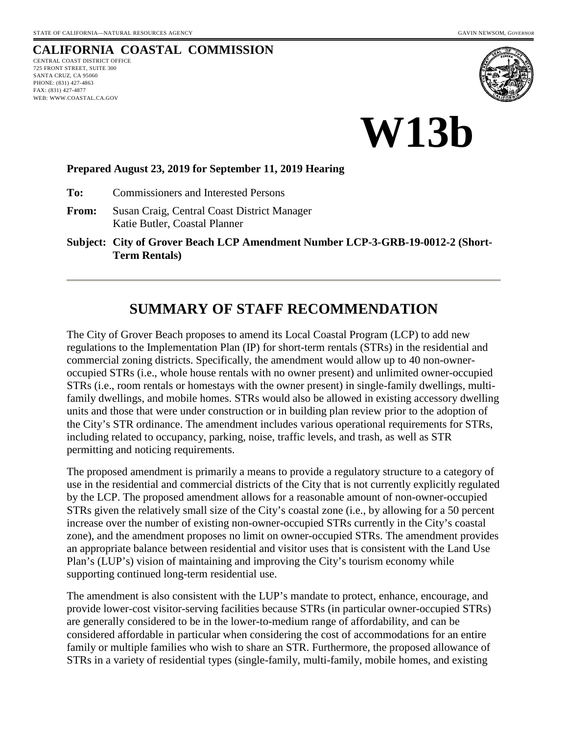STATE OF CALIFORNIA—NATURAL RESOURCES AGENCY

GAVIN NEWSOM, *GOVERNOR*

# CALIFORNIA COASTAL COMMISSION

CENTRAL COAST DISTRICT OFFICE
725 FRONT STREET, SUITE 300
SANTA CRUZ, CA 95060
PHONE: (831) 427-4863
FAX: (831) 427-4877
WEB: WWW.COASTAL.CA.GOV

# W13b

**Prepared August 23, 2019 for September 11, 2019 Hearing**

**To:** Commissioners and Interested Persons

**From:** Susan Craig, Central Coast District Manager
Katie Butler, Coastal Planner

**Subject: City of Grover Beach LCP Amendment Number LCP-3-GRB-19-0012-2 (Short-Term Rentals)**

---

## SUMMARY OF STAFF RECOMMENDATION

The City of Grover Beach proposes to amend its Local Coastal Program (LCP) to add new regulations to the Implementation Plan (IP) for short-term rentals (STRs) in the residential and commercial zoning districts. Specifically, the amendment would allow up to 40 non-owner-occupied STRs (i.e., whole house rentals with no owner present) and unlimited owner-occupied STRs (i.e., room rentals or homestays with the owner present) in single-family dwellings, multi-family dwellings, and mobile homes. STRs would also be allowed in existing accessory dwelling units and those that were under construction or in building plan review prior to the adoption of the City's STR ordinance. The amendment includes various operational requirements for STRs, including related to occupancy, parking, noise, traffic levels, and trash, as well as STR permitting and noticing requirements.

The proposed amendment is primarily a means to provide a regulatory structure to a category of use in the residential and commercial districts of the City that is not currently explicitly regulated by the LCP. The proposed amendment allows for a reasonable amount of non-owner-occupied STRs given the relatively small size of the City's coastal zone (i.e., by allowing for a 50 percent increase over the number of existing non-owner-occupied STRs currently in the City's coastal zone), and the amendment proposes no limit on owner-occupied STRs. The amendment provides an appropriate balance between residential and visitor uses that is consistent with the Land Use Plan's (LUP's) vision of maintaining and improving the City's tourism economy while supporting continued long-term residential use.

The amendment is also consistent with the LUP's mandate to protect, enhance, encourage, and provide lower-cost visitor-serving facilities because STRs (in particular owner-occupied STRs) are generally considered to be in the lower-to-medium range of affordability, and can be considered affordable in particular when considering the cost of accommodations for an entire family or multiple families who wish to share an STR. Furthermore, the proposed allowance of STRs in a variety of residential types (single-family, multi-family, mobile homes, and existing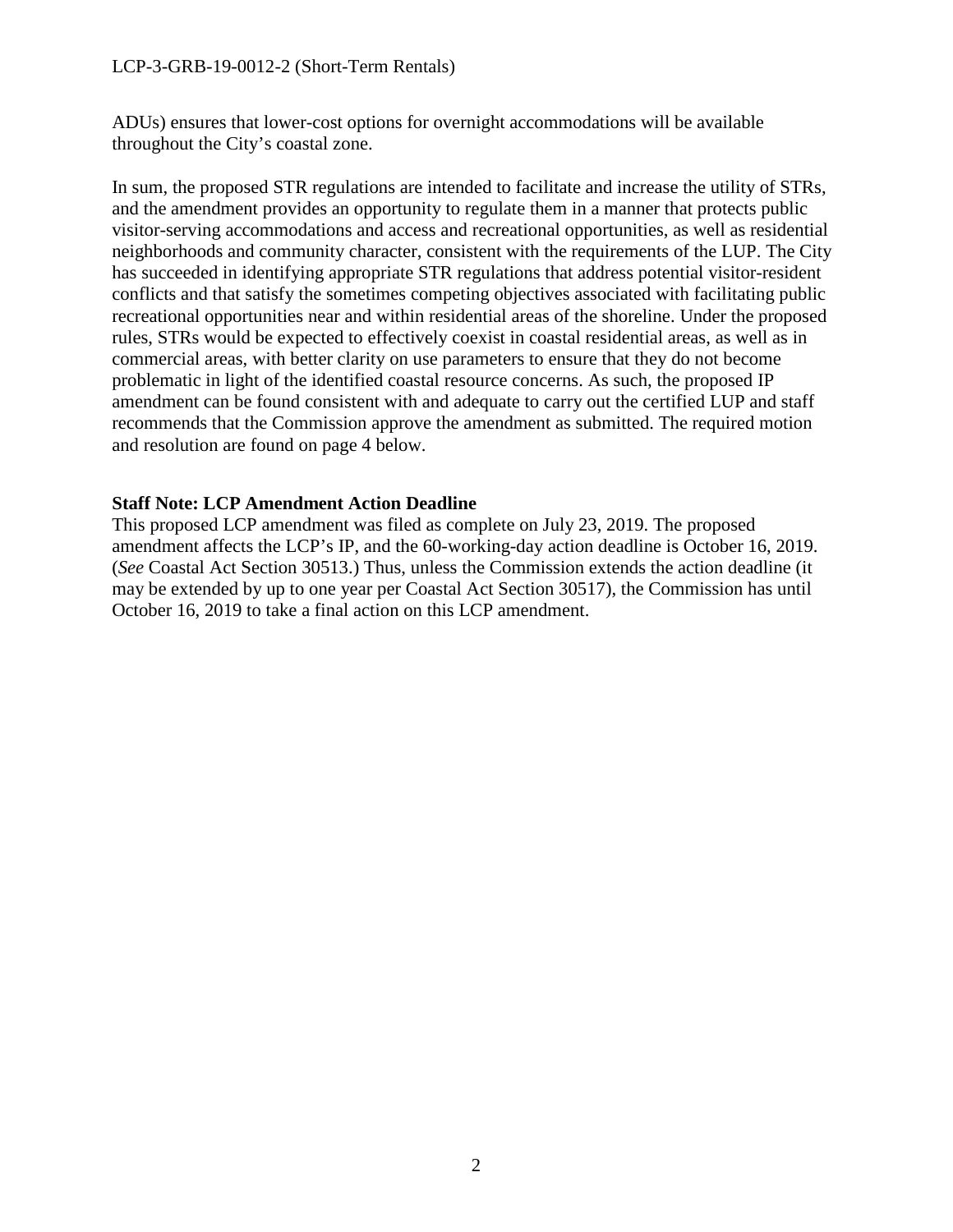ADUs) ensures that lower-cost options for overnight accommodations will be available throughout the City's coastal zone.

In sum, the proposed STR regulations are intended to facilitate and increase the utility of STRs, and the amendment provides an opportunity to regulate them in a manner that protects public visitor-serving accommodations and access and recreational opportunities, as well as residential neighborhoods and community character, consistent with the requirements of the LUP. The City has succeeded in identifying appropriate STR regulations that address potential visitor-resident conflicts and that satisfy the sometimes competing objectives associated with facilitating public recreational opportunities near and within residential areas of the shoreline. Under the proposed rules, STRs would be expected to effectively coexist in coastal residential areas, as well as in commercial areas, with better clarity on use parameters to ensure that they do not become problematic in light of the identified coastal resource concerns. As such, the proposed IP amendment can be found consistent with and adequate to carry out the certified LUP and staff recommends that the Commission approve the amendment as submitted. The required motion and resolution are found on page 4 below.

**Staff Note: LCP Amendment Action Deadline**

This proposed LCP amendment was filed as complete on July 23, 2019. The proposed amendment affects the LCP's IP, and the 60-working-day action deadline is October 16, 2019. (*See* Coastal Act Section 30513.) Thus, unless the Commission extends the action deadline (it may be extended by up to one year per Coastal Act Section 30517), the Commission has until October 16, 2019 to take a final action on this LCP amendment.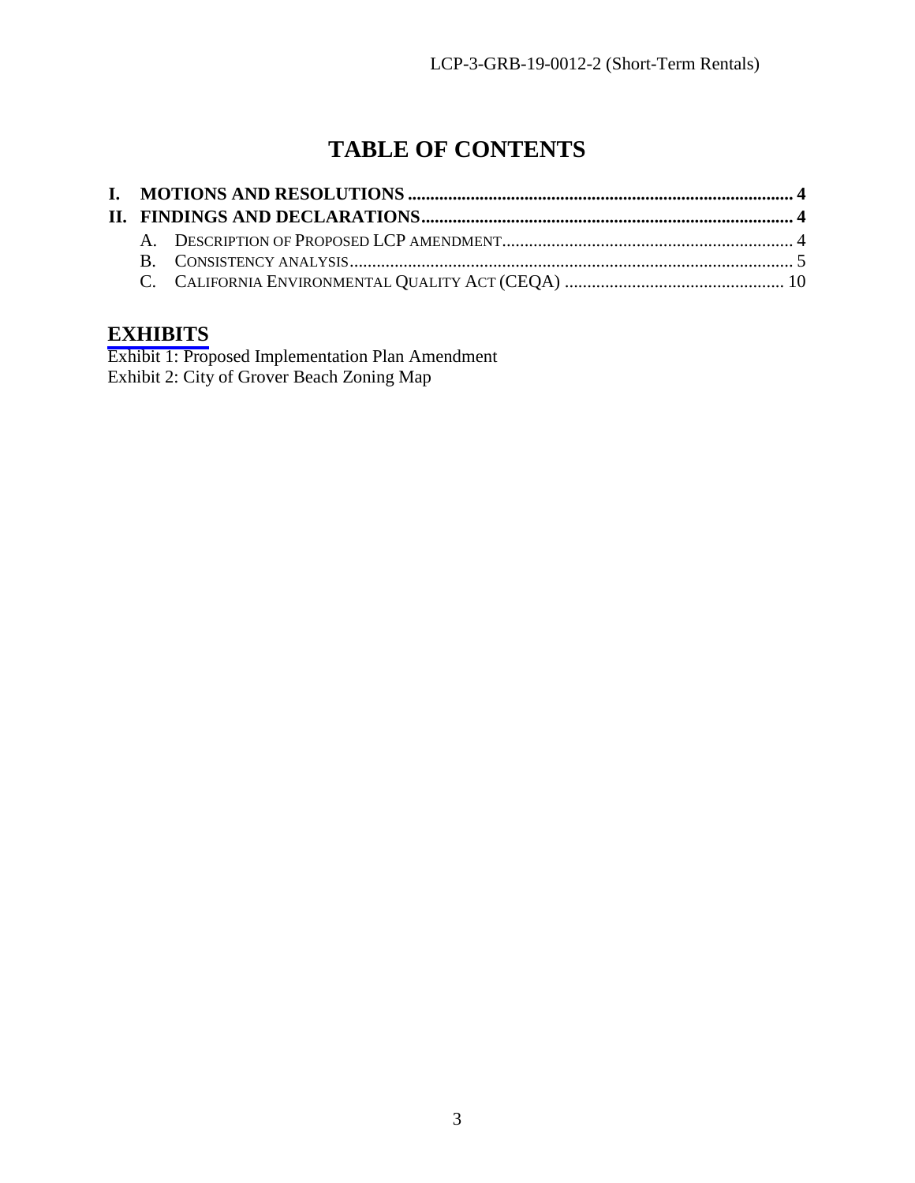# TABLE OF CONTENTS

**I. MOTIONS AND RESOLUTIONS ........................................................................................ 4**

**II. FINDINGS AND DECLARATIONS.................................................................................... 4**

- A. DESCRIPTION OF PROPOSED LCP AMENDMENT................................................................ 4
- B. CONSISTENCY ANALYSIS.................................................................................................. 5
- C. CALIFORNIA ENVIRONMENTAL QUALITY ACT (CEQA) ................................................ 10

## EXHIBITS

Exhibit 1: Proposed Implementation Plan Amendment
Exhibit 2: City of Grover Beach Zoning Map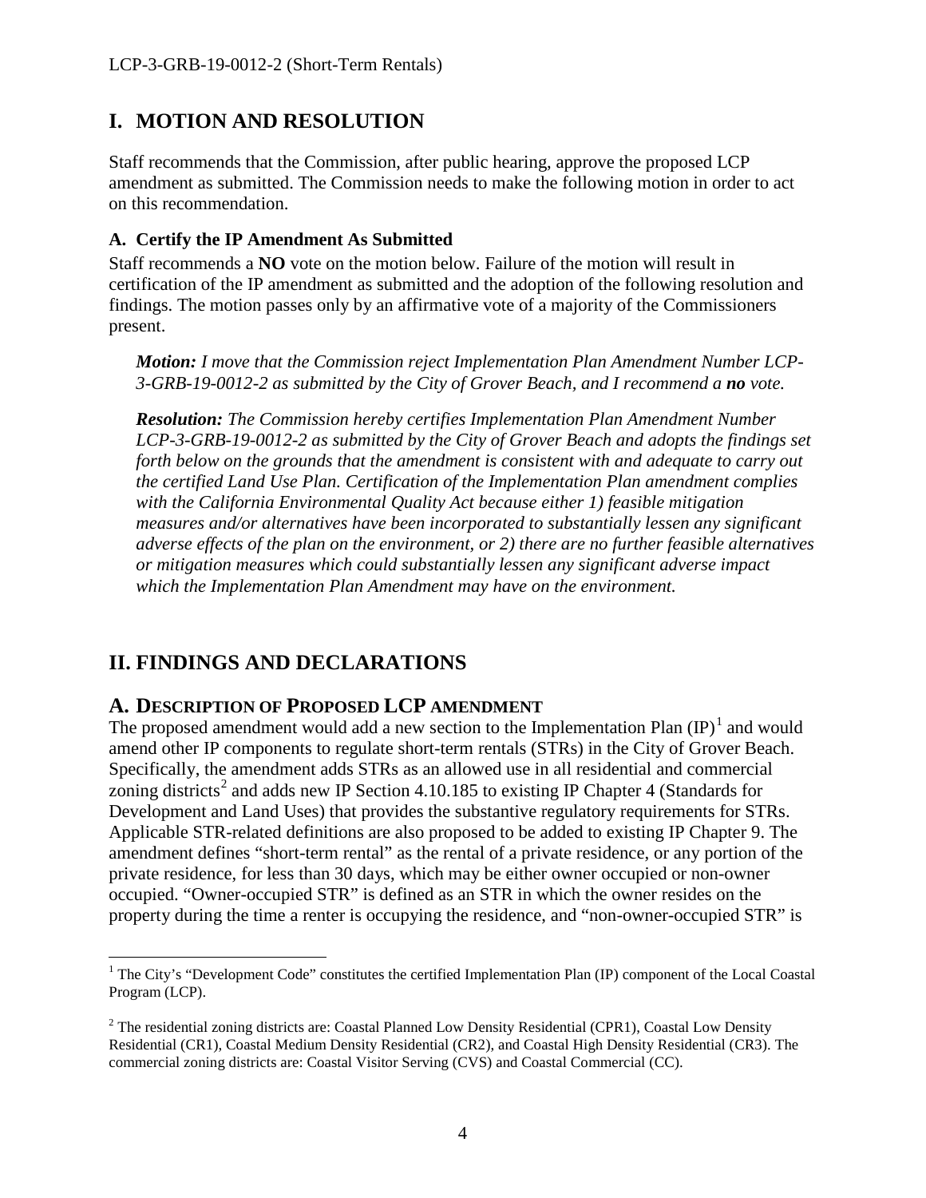# I. MOTION AND RESOLUTION

Staff recommends that the Commission, after public hearing, approve the proposed LCP amendment as submitted. The Commission needs to make the following motion in order to act on this recommendation.

### A. Certify the IP Amendment As Submitted

Staff recommends a **NO** vote on the motion below. Failure of the motion will result in certification of the IP amendment as submitted and the adoption of the following resolution and findings. The motion passes only by an affirmative vote of a majority of the Commissioners present.

> ***Motion:*** *I move that the Commission reject Implementation Plan Amendment Number LCP-3-GRB-19-0012-2 as submitted by the City of Grover Beach, and I recommend a* ***no*** *vote.*
>
> ***Resolution:*** *The Commission hereby certifies Implementation Plan Amendment Number LCP-3-GRB-19-0012-2 as submitted by the City of Grover Beach and adopts the findings set forth below on the grounds that the amendment is consistent with and adequate to carry out the certified Land Use Plan. Certification of the Implementation Plan amendment complies with the California Environmental Quality Act because either 1) feasible mitigation measures and/or alternatives have been incorporated to substantially lessen any significant adverse effects of the plan on the environment, or 2) there are no further feasible alternatives or mitigation measures which could substantially lessen any significant adverse impact which the Implementation Plan Amendment may have on the environment.*

# II. FINDINGS AND DECLARATIONS

## A. DESCRIPTION OF PROPOSED LCP AMENDMENT

The proposed amendment would add a new section to the Implementation Plan (IP)[1] and would amend other IP components to regulate short-term rentals (STRs) in the City of Grover Beach. Specifically, the amendment adds STRs as an allowed use in all residential and commercial zoning districts[2] and adds new IP Section 4.10.185 to existing IP Chapter 4 (Standards for Development and Land Uses) that provides the substantive regulatory requirements for STRs. Applicable STR-related definitions are also proposed to be added to existing IP Chapter 9. The amendment defines "short-term rental" as the rental of a private residence, or any portion of the private residence, for less than 30 days, which may be either owner occupied or non-owner occupied. "Owner-occupied STR" is defined as an STR in which the owner resides on the property during the time a renter is occupying the residence, and "non-owner-occupied STR" is

---

[1] The City's "Development Code" constitutes the certified Implementation Plan (IP) component of the Local Coastal Program (LCP).

[2] The residential zoning districts are: Coastal Planned Low Density Residential (CPR1), Coastal Low Density Residential (CR1), Coastal Medium Density Residential (CR2), and Coastal High Density Residential (CR3). The commercial zoning districts are: Coastal Visitor Serving (CVS) and Coastal Commercial (CC).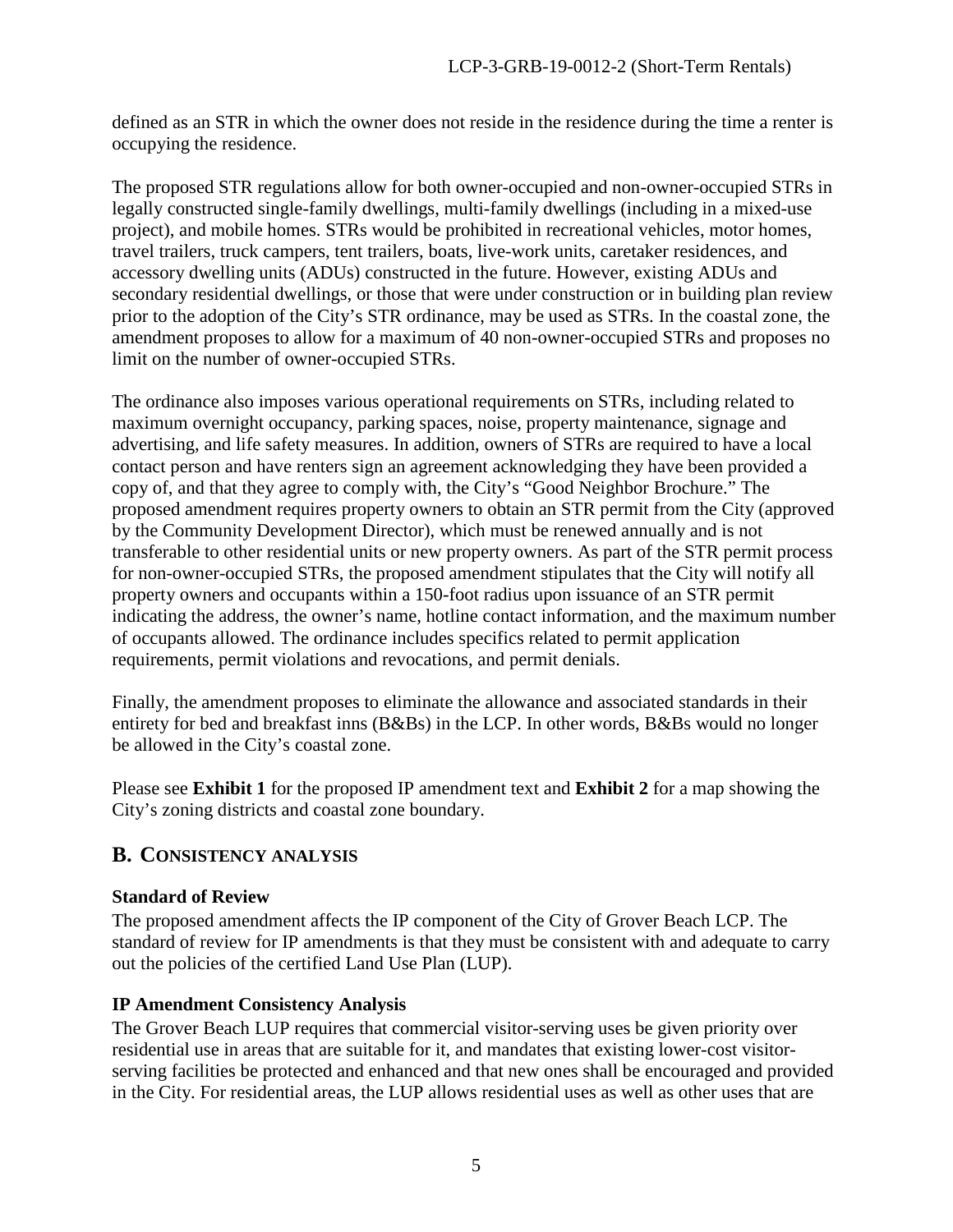defined as an STR in which the owner does not reside in the residence during the time a renter is occupying the residence.

The proposed STR regulations allow for both owner-occupied and non-owner-occupied STRs in legally constructed single-family dwellings, multi-family dwellings (including in a mixed-use project), and mobile homes. STRs would be prohibited in recreational vehicles, motor homes, travel trailers, truck campers, tent trailers, boats, live-work units, caretaker residences, and accessory dwelling units (ADUs) constructed in the future. However, existing ADUs and secondary residential dwellings, or those that were under construction or in building plan review prior to the adoption of the City's STR ordinance, may be used as STRs. In the coastal zone, the amendment proposes to allow for a maximum of 40 non-owner-occupied STRs and proposes no limit on the number of owner-occupied STRs.

The ordinance also imposes various operational requirements on STRs, including related to maximum overnight occupancy, parking spaces, noise, property maintenance, signage and advertising, and life safety measures. In addition, owners of STRs are required to have a local contact person and have renters sign an agreement acknowledging they have been provided a copy of, and that they agree to comply with, the City's "Good Neighbor Brochure." The proposed amendment requires property owners to obtain an STR permit from the City (approved by the Community Development Director), which must be renewed annually and is not transferable to other residential units or new property owners. As part of the STR permit process for non-owner-occupied STRs, the proposed amendment stipulates that the City will notify all property owners and occupants within a 150-foot radius upon issuance of an STR permit indicating the address, the owner's name, hotline contact information, and the maximum number of occupants allowed. The ordinance includes specifics related to permit application requirements, permit violations and revocations, and permit denials.

Finally, the amendment proposes to eliminate the allowance and associated standards in their entirety for bed and breakfast inns (B&Bs) in the LCP. In other words, B&Bs would no longer be allowed in the City's coastal zone.

Please see **Exhibit 1** for the proposed IP amendment text and **Exhibit 2** for a map showing the City's zoning districts and coastal zone boundary.

## B. CONSISTENCY ANALYSIS

### Standard of Review

The proposed amendment affects the IP component of the City of Grover Beach LCP. The standard of review for IP amendments is that they must be consistent with and adequate to carry out the policies of the certified Land Use Plan (LUP).

### IP Amendment Consistency Analysis

The Grover Beach LUP requires that commercial visitor-serving uses be given priority over residential use in areas that are suitable for it, and mandates that existing lower-cost visitor-serving facilities be protected and enhanced and that new ones shall be encouraged and provided in the City. For residential areas, the LUP allows residential uses as well as other uses that are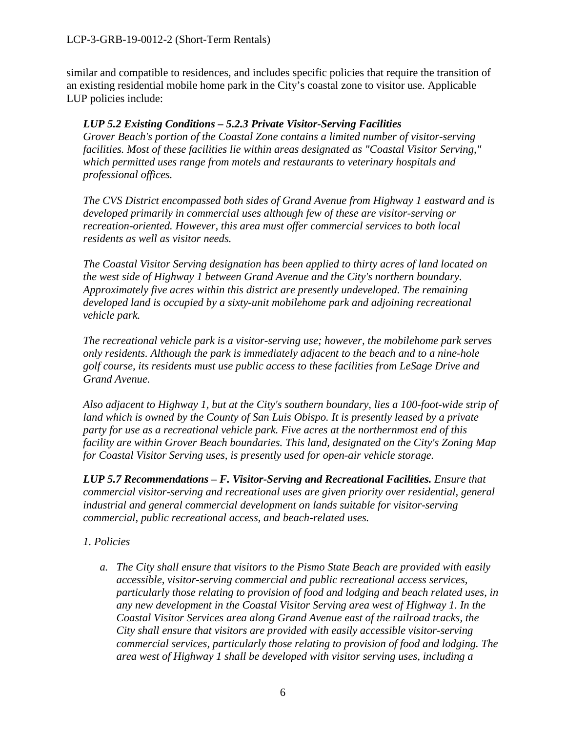similar and compatible to residences, and includes specific policies that require the transition of an existing residential mobile home park in the City's coastal zone to visitor use. Applicable LUP policies include:

***LUP 5.2 Existing Conditions – 5.2.3 Private Visitor-Serving Facilities***
*Grover Beach's portion of the Coastal Zone contains a limited number of visitor-serving facilities. Most of these facilities lie within areas designated as "Coastal Visitor Serving," which permitted uses range from motels and restaurants to veterinary hospitals and professional offices.*

*The CVS District encompassed both sides of Grand Avenue from Highway 1 eastward and is developed primarily in commercial uses although few of these are visitor-serving or recreation-oriented. However, this area must offer commercial services to both local residents as well as visitor needs.*

*The Coastal Visitor Serving designation has been applied to thirty acres of land located on the west side of Highway 1 between Grand Avenue and the City's northern boundary. Approximately five acres within this district are presently undeveloped. The remaining developed land is occupied by a sixty-unit mobilehome park and adjoining recreational vehicle park.*

*The recreational vehicle park is a visitor-serving use; however, the mobilehome park serves only residents. Although the park is immediately adjacent to the beach and to a nine-hole golf course, its residents must use public access to these facilities from LeSage Drive and Grand Avenue.*

*Also adjacent to Highway 1, but at the City's southern boundary, lies a 100-foot-wide strip of land which is owned by the County of San Luis Obispo. It is presently leased by a private party for use as a recreational vehicle park. Five acres at the northernmost end of this facility are within Grover Beach boundaries. This land, designated on the City's Zoning Map for Coastal Visitor Serving uses, is presently used for open-air vehicle storage.*

***LUP 5.7 Recommendations – F. Visitor-Serving and Recreational Facilities.*** *Ensure that commercial visitor-serving and recreational uses are given priority over residential, general industrial and general commercial development on lands suitable for visitor-serving commercial, public recreational access, and beach-related uses.*

*1. Policies*

*a. The City shall ensure that visitors to the Pismo State Beach are provided with easily accessible, visitor-serving commercial and public recreational access services, particularly those relating to provision of food and lodging and beach related uses, in any new development in the Coastal Visitor Serving area west of Highway 1. In the Coastal Visitor Services area along Grand Avenue east of the railroad tracks, the City shall ensure that visitors are provided with easily accessible visitor-serving commercial services, particularly those relating to provision of food and lodging. The area west of Highway 1 shall be developed with visitor serving uses, including a*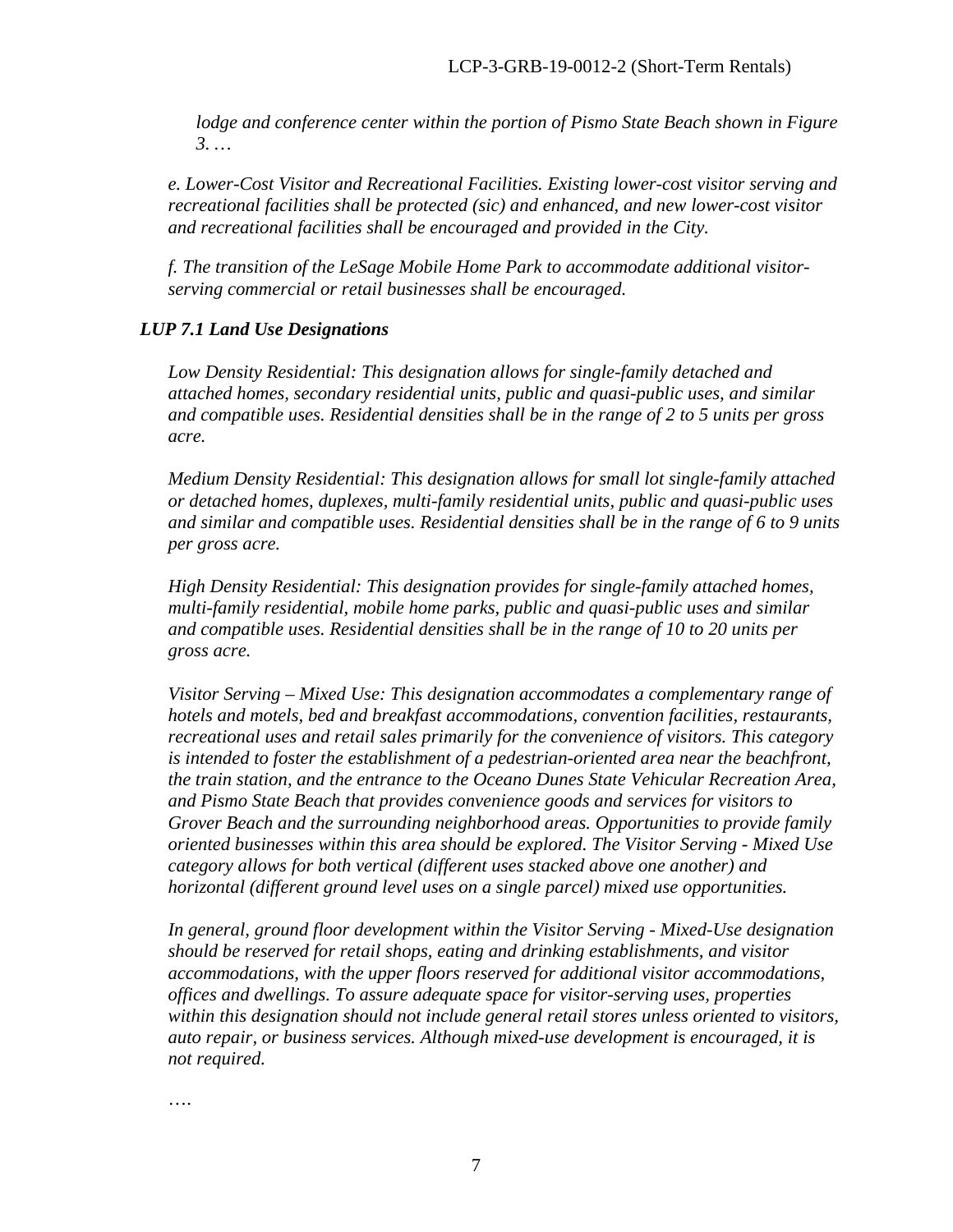*lodge and conference center within the portion of Pismo State Beach shown in Figure 3. …*

*e. Lower-Cost Visitor and Recreational Facilities. Existing lower-cost visitor serving and recreational facilities shall be protected (sic) and enhanced, and new lower-cost visitor and recreational facilities shall be encouraged and provided in the City.*

*f. The transition of the LeSage Mobile Home Park to accommodate additional visitor-serving commercial or retail businesses shall be encouraged.*

***LUP 7.1 Land Use Designations***

*Low Density Residential: This designation allows for single-family detached and attached homes, secondary residential units, public and quasi-public uses, and similar and compatible uses. Residential densities shall be in the range of 2 to 5 units per gross acre.*

*Medium Density Residential: This designation allows for small lot single-family attached or detached homes, duplexes, multi-family residential units, public and quasi-public uses and similar and compatible uses. Residential densities shall be in the range of 6 to 9 units per gross acre.*

*High Density Residential: This designation provides for single-family attached homes, multi-family residential, mobile home parks, public and quasi-public uses and similar and compatible uses. Residential densities shall be in the range of 10 to 20 units per gross acre.*

*Visitor Serving – Mixed Use: This designation accommodates a complementary range of hotels and motels, bed and breakfast accommodations, convention facilities, restaurants, recreational uses and retail sales primarily for the convenience of visitors. This category is intended to foster the establishment of a pedestrian-oriented area near the beachfront, the train station, and the entrance to the Oceano Dunes State Vehicular Recreation Area, and Pismo State Beach that provides convenience goods and services for visitors to Grover Beach and the surrounding neighborhood areas. Opportunities to provide family oriented businesses within this area should be explored. The Visitor Serving - Mixed Use category allows for both vertical (different uses stacked above one another) and horizontal (different ground level uses on a single parcel) mixed use opportunities.*

*In general, ground floor development within the Visitor Serving - Mixed-Use designation should be reserved for retail shops, eating and drinking establishments, and visitor accommodations, with the upper floors reserved for additional visitor accommodations, offices and dwellings. To assure adequate space for visitor-serving uses, properties within this designation should not include general retail stores unless oriented to visitors, auto repair, or business services. Although mixed-use development is encouraged, it is not required.*

….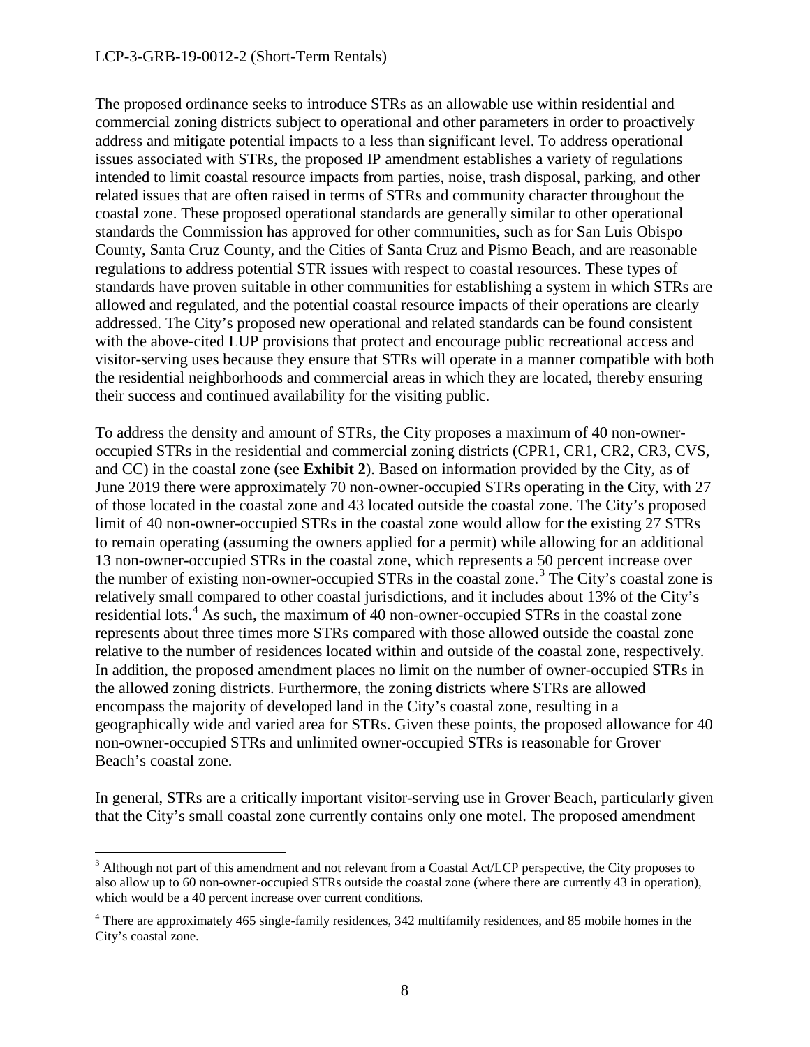The proposed ordinance seeks to introduce STRs as an allowable use within residential and commercial zoning districts subject to operational and other parameters in order to proactively address and mitigate potential impacts to a less than significant level. To address operational issues associated with STRs, the proposed IP amendment establishes a variety of regulations intended to limit coastal resource impacts from parties, noise, trash disposal, parking, and other related issues that are often raised in terms of STRs and community character throughout the coastal zone. These proposed operational standards are generally similar to other operational standards the Commission has approved for other communities, such as for San Luis Obispo County, Santa Cruz County, and the Cities of Santa Cruz and Pismo Beach, and are reasonable regulations to address potential STR issues with respect to coastal resources. These types of standards have proven suitable in other communities for establishing a system in which STRs are allowed and regulated, and the potential coastal resource impacts of their operations are clearly addressed. The City's proposed new operational and related standards can be found consistent with the above-cited LUP provisions that protect and encourage public recreational access and visitor-serving uses because they ensure that STRs will operate in a manner compatible with both the residential neighborhoods and commercial areas in which they are located, thereby ensuring their success and continued availability for the visiting public.

To address the density and amount of STRs, the City proposes a maximum of 40 non-owner-occupied STRs in the residential and commercial zoning districts (CPR1, CR1, CR2, CR3, CVS, and CC) in the coastal zone (see **Exhibit 2**). Based on information provided by the City, as of June 2019 there were approximately 70 non-owner-occupied STRs operating in the City, with 27 of those located in the coastal zone and 43 located outside the coastal zone. The City's proposed limit of 40 non-owner-occupied STRs in the coastal zone would allow for the existing 27 STRs to remain operating (assuming the owners applied for a permit) while allowing for an additional 13 non-owner-occupied STRs in the coastal zone, which represents a 50 percent increase over the number of existing non-owner-occupied STRs in the coastal zone.[3] The City's coastal zone is relatively small compared to other coastal jurisdictions, and it includes about 13% of the City's residential lots.[4] As such, the maximum of 40 non-owner-occupied STRs in the coastal zone represents about three times more STRs compared with those allowed outside the coastal zone relative to the number of residences located within and outside of the coastal zone, respectively. In addition, the proposed amendment places no limit on the number of owner-occupied STRs in the allowed zoning districts. Furthermore, the zoning districts where STRs are allowed encompass the majority of developed land in the City's coastal zone, resulting in a geographically wide and varied area for STRs. Given these points, the proposed allowance for 40 non-owner-occupied STRs and unlimited owner-occupied STRs is reasonable for Grover Beach's coastal zone.

In general, STRs are a critically important visitor-serving use in Grover Beach, particularly given that the City's small coastal zone currently contains only one motel. The proposed amendment

---

[3] Although not part of this amendment and not relevant from a Coastal Act/LCP perspective, the City proposes to also allow up to 60 non-owner-occupied STRs outside the coastal zone (where there are currently 43 in operation), which would be a 40 percent increase over current conditions.

[4] There are approximately 465 single-family residences, 342 multifamily residences, and 85 mobile homes in the City's coastal zone.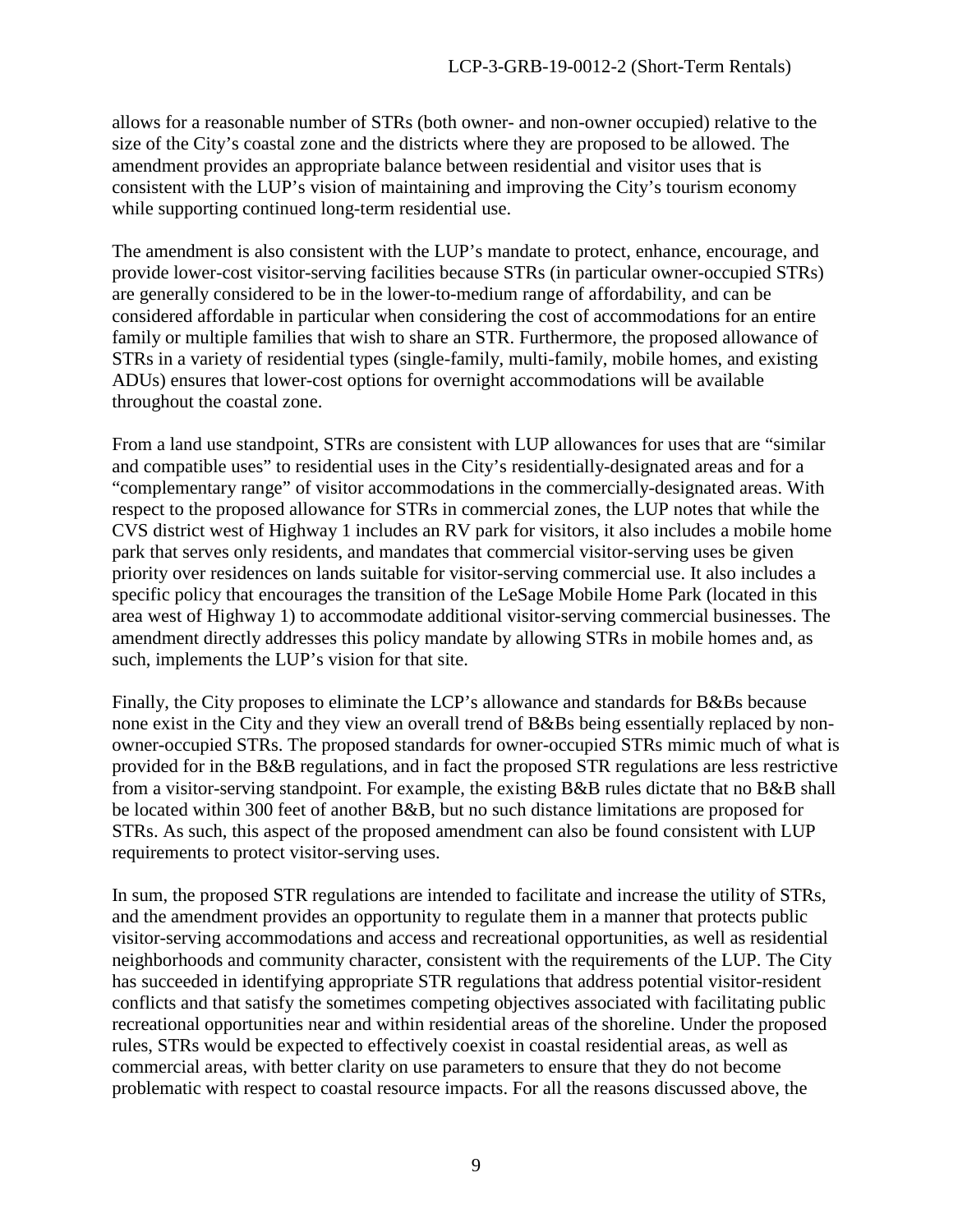allows for a reasonable number of STRs (both owner- and non-owner occupied) relative to the size of the City's coastal zone and the districts where they are proposed to be allowed. The amendment provides an appropriate balance between residential and visitor uses that is consistent with the LUP's vision of maintaining and improving the City's tourism economy while supporting continued long-term residential use.

The amendment is also consistent with the LUP's mandate to protect, enhance, encourage, and provide lower-cost visitor-serving facilities because STRs (in particular owner-occupied STRs) are generally considered to be in the lower-to-medium range of affordability, and can be considered affordable in particular when considering the cost of accommodations for an entire family or multiple families that wish to share an STR. Furthermore, the proposed allowance of STRs in a variety of residential types (single-family, multi-family, mobile homes, and existing ADUs) ensures that lower-cost options for overnight accommodations will be available throughout the coastal zone.

From a land use standpoint, STRs are consistent with LUP allowances for uses that are "similar and compatible uses" to residential uses in the City's residentially-designated areas and for a "complementary range" of visitor accommodations in the commercially-designated areas. With respect to the proposed allowance for STRs in commercial zones, the LUP notes that while the CVS district west of Highway 1 includes an RV park for visitors, it also includes a mobile home park that serves only residents, and mandates that commercial visitor-serving uses be given priority over residences on lands suitable for visitor-serving commercial use. It also includes a specific policy that encourages the transition of the LeSage Mobile Home Park (located in this area west of Highway 1) to accommodate additional visitor-serving commercial businesses. The amendment directly addresses this policy mandate by allowing STRs in mobile homes and, as such, implements the LUP's vision for that site.

Finally, the City proposes to eliminate the LCP's allowance and standards for B&Bs because none exist in the City and they view an overall trend of B&Bs being essentially replaced by non-owner-occupied STRs. The proposed standards for owner-occupied STRs mimic much of what is provided for in the B&B regulations, and in fact the proposed STR regulations are less restrictive from a visitor-serving standpoint. For example, the existing B&B rules dictate that no B&B shall be located within 300 feet of another B&B, but no such distance limitations are proposed for STRs. As such, this aspect of the proposed amendment can also be found consistent with LUP requirements to protect visitor-serving uses.

In sum, the proposed STR regulations are intended to facilitate and increase the utility of STRs, and the amendment provides an opportunity to regulate them in a manner that protects public visitor-serving accommodations and access and recreational opportunities, as well as residential neighborhoods and community character, consistent with the requirements of the LUP. The City has succeeded in identifying appropriate STR regulations that address potential visitor-resident conflicts and that satisfy the sometimes competing objectives associated with facilitating public recreational opportunities near and within residential areas of the shoreline. Under the proposed rules, STRs would be expected to effectively coexist in coastal residential areas, as well as commercial areas, with better clarity on use parameters to ensure that they do not become problematic with respect to coastal resource impacts. For all the reasons discussed above, the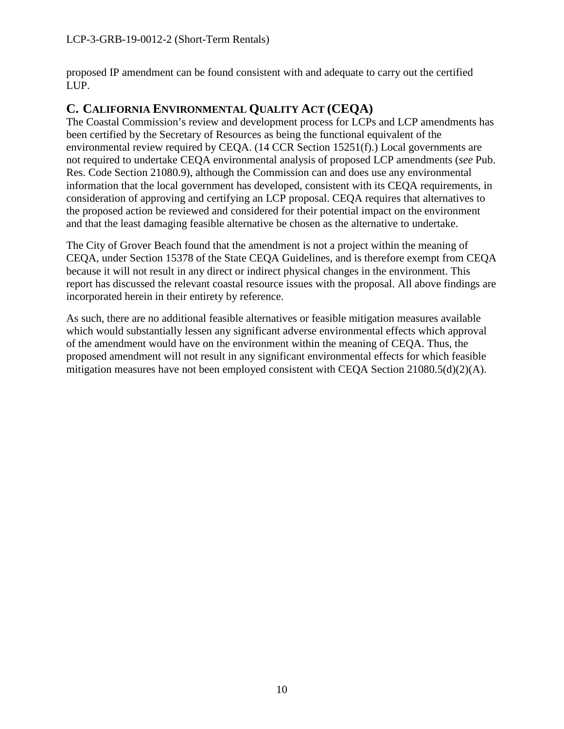proposed IP amendment can be found consistent with and adequate to carry out the certified LUP.

## C. California Environmental Quality Act (CEQA)

The Coastal Commission's review and development process for LCPs and LCP amendments has been certified by the Secretary of Resources as being the functional equivalent of the environmental review required by CEQA. (14 CCR Section 15251(f).) Local governments are not required to undertake CEQA environmental analysis of proposed LCP amendments (*see* Pub. Res. Code Section 21080.9), although the Commission can and does use any environmental information that the local government has developed, consistent with its CEQA requirements, in consideration of approving and certifying an LCP proposal. CEQA requires that alternatives to the proposed action be reviewed and considered for their potential impact on the environment and that the least damaging feasible alternative be chosen as the alternative to undertake.

The City of Grover Beach found that the amendment is not a project within the meaning of CEQA, under Section 15378 of the State CEQA Guidelines, and is therefore exempt from CEQA because it will not result in any direct or indirect physical changes in the environment. This report has discussed the relevant coastal resource issues with the proposal. All above findings are incorporated herein in their entirety by reference.

As such, there are no additional feasible alternatives or feasible mitigation measures available which would substantially lessen any significant adverse environmental effects which approval of the amendment would have on the environment within the meaning of CEQA. Thus, the proposed amendment will not result in any significant environmental effects for which feasible mitigation measures have not been employed consistent with CEQA Section 21080.5(d)(2)(A).